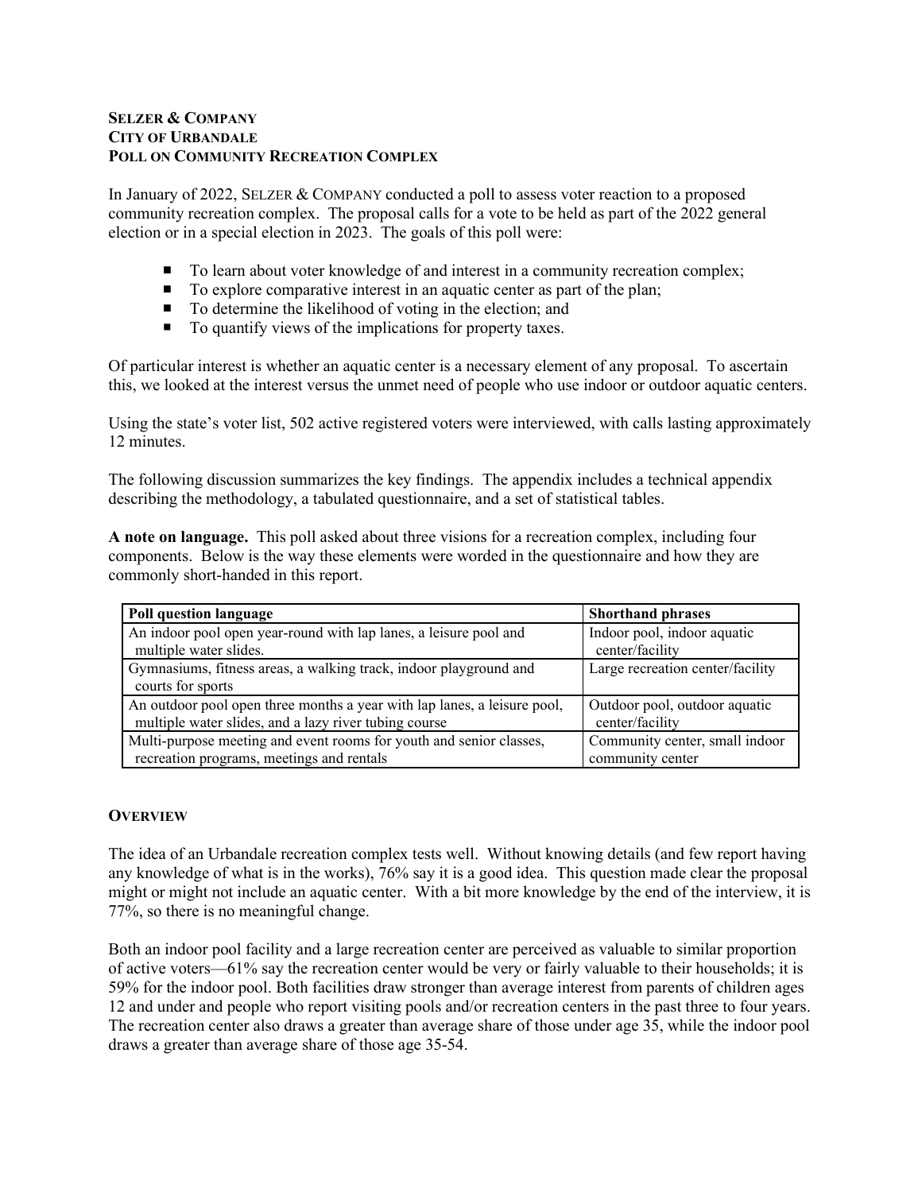**SELZER & COMPANY**
**CITY OF URBANDALE**
**POLL ON COMMUNITY RECREATION COMPLEX**

In January of 2022, SELZER & COMPANY conducted a poll to assess voter reaction to a proposed community recreation complex. The proposal calls for a vote to be held as part of the 2022 general election or in a special election in 2023. The goals of this poll were:

- To learn about voter knowledge of and interest in a community recreation complex;
- To explore comparative interest in an aquatic center as part of the plan;
- To determine the likelihood of voting in the election; and
- To quantify views of the implications for property taxes.

Of particular interest is whether an aquatic center is a necessary element of any proposal. To ascertain this, we looked at the interest versus the unmet need of people who use indoor or outdoor aquatic centers.

Using the state's voter list, 502 active registered voters were interviewed, with calls lasting approximately 12 minutes.

The following discussion summarizes the key findings. The appendix includes a technical appendix describing the methodology, a tabulated questionnaire, and a set of statistical tables.

**A note on language.** This poll asked about three visions for a recreation complex, including four components. Below is the way these elements were worded in the questionnaire and how they are commonly short-handed in this report.

| Poll question language | Shorthand phrases |
|---|---|
| An indoor pool open year-round with lap lanes, a leisure pool and multiple water slides. | Indoor pool, indoor aquatic center/facility |
| Gymnasiums, fitness areas, a walking track, indoor playground and courts for sports | Large recreation center/facility |
| An outdoor pool open three months a year with lap lanes, a leisure pool, multiple water slides, and a lazy river tubing course | Outdoor pool, outdoor aquatic center/facility |
| Multi-purpose meeting and event rooms for youth and senior classes, recreation programs, meetings and rentals | Community center, small indoor community center |

## OVERVIEW

The idea of an Urbandale recreation complex tests well. Without knowing details (and few report having any knowledge of what is in the works), 76% say it is a good idea. This question made clear the proposal might or might not include an aquatic center. With a bit more knowledge by the end of the interview, it is 77%, so there is no meaningful change.

Both an indoor pool facility and a large recreation center are perceived as valuable to similar proportion of active voters—61% say the recreation center would be very or fairly valuable to their households; it is 59% for the indoor pool. Both facilities draw stronger than average interest from parents of children ages 12 and under and people who report visiting pools and/or recreation centers in the past three to four years. The recreation center also draws a greater than average share of those under age 35, while the indoor pool draws a greater than average share of those age 35-54.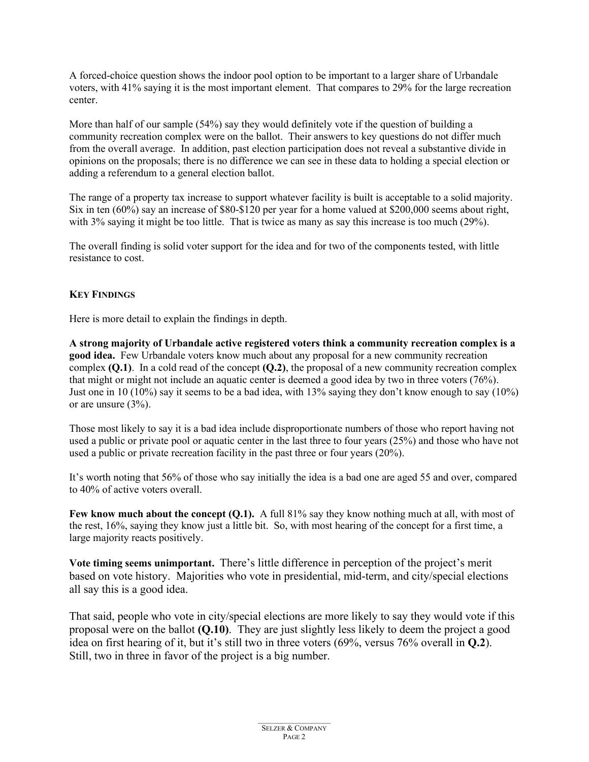A forced-choice question shows the indoor pool option to be important to a larger share of Urbandale voters, with 41% saying it is the most important element. That compares to 29% for the large recreation center.

More than half of our sample (54%) say they would definitely vote if the question of building a community recreation complex were on the ballot. Their answers to key questions do not differ much from the overall average. In addition, past election participation does not reveal a substantive divide in opinions on the proposals; there is no difference we can see in these data to holding a special election or adding a referendum to a general election ballot.

The range of a property tax increase to support whatever facility is built is acceptable to a solid majority. Six in ten (60%) say an increase of $80-$120 per year for a home valued at $200,000 seems about right, with 3% saying it might be too little. That is twice as many as say this increase is too much (29%).

The overall finding is solid voter support for the idea and for two of the components tested, with little resistance to cost.

## Key Findings

Here is more detail to explain the findings in depth.

**A strong majority of Urbandale active registered voters think a community recreation complex is a good idea.** Few Urbandale voters know much about any proposal for a new community recreation complex **(Q.1)**. In a cold read of the concept **(Q.2)**, the proposal of a new community recreation complex that might or might not include an aquatic center is deemed a good idea by two in three voters (76%). Just one in 10 (10%) say it seems to be a bad idea, with 13% saying they don't know enough to say (10%) or are unsure (3%).

Those most likely to say it is a bad idea include disproportionate numbers of those who report having not used a public or private pool or aquatic center in the last three to four years (25%) and those who have not used a public or private recreation facility in the past three or four years (20%).

It's worth noting that 56% of those who say initially the idea is a bad one are aged 55 and over, compared to 40% of active voters overall.

**Few know much about the concept (Q.1).** A full 81% say they know nothing much at all, with most of the rest, 16%, saying they know just a little bit. So, with most hearing of the concept for a first time, a large majority reacts positively.

**Vote timing seems unimportant.** There's little difference in perception of the project's merit based on vote history. Majorities who vote in presidential, mid-term, and city/special elections all say this is a good idea.

That said, people who vote in city/special elections are more likely to say they would vote if this proposal were on the ballot **(Q.10)**. They are just slightly less likely to deem the project a good idea on first hearing of it, but it's still two in three voters (69%, versus 76% overall in **Q.2**). Still, two in three in favor of the project is a big number.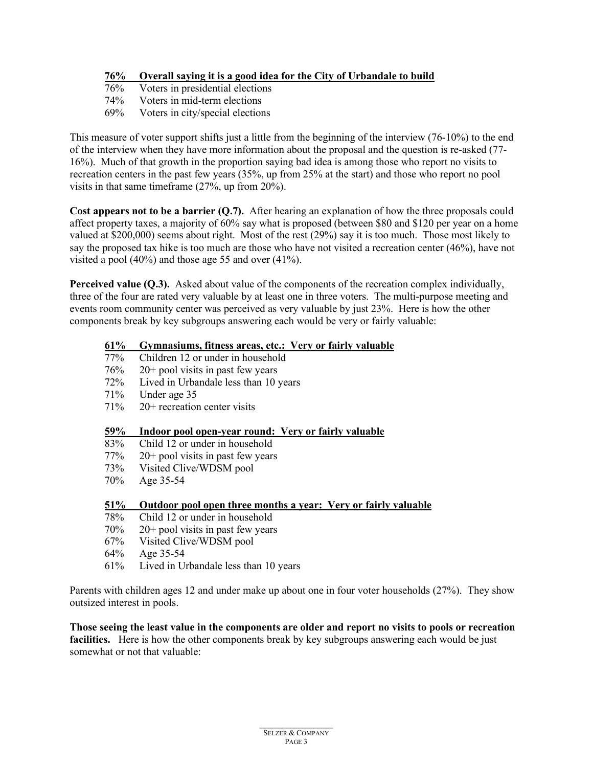**<u>76% Overall saying it is a good idea for the City of Urbandale to build</u>**

76% Voters in presidential elections
74% Voters in mid-term elections
69% Voters in city/special elections

This measure of voter support shifts just a little from the beginning of the interview (76-10%) to the end of the interview when they have more information about the proposal and the question is re-asked (77-16%). Much of that growth in the proportion saying bad idea is among those who report no visits to recreation centers in the past few years (35%, up from 25% at the start) and those who report no pool visits in that same timeframe (27%, up from 20%).

**Cost appears not to be a barrier (Q.7).** After hearing an explanation of how the three proposals could affect property taxes, a majority of 60% say what is proposed (between $80 and $120 per year on a home valued at $200,000) seems about right. Most of the rest (29%) say it is too much. Those most likely to say the proposed tax hike is too much are those who have not visited a recreation center (46%), have not visited a pool (40%) and those age 55 and over (41%).

**Perceived value (Q.3).** Asked about value of the components of the recreation complex individually, three of the four are rated very valuable by at least one in three voters. The multi-purpose meeting and events room community center was perceived as very valuable by just 23%. Here is how the other components break by key subgroups answering each would be very or fairly valuable:

**<u>61% Gymnasiums, fitness areas, etc.: Very or fairly valuable</u>**

77% Children 12 or under in household
76% 20+ pool visits in past few years
72% Lived in Urbandale less than 10 years
71% Under age 35
71% 20+ recreation center visits

**<u>59% Indoor pool open-year round: Very or fairly valuable</u>**

83% Child 12 or under in household
77% 20+ pool visits in past few years
73% Visited Clive/WDSM pool
70% Age 35-54

**<u>51% Outdoor pool open three months a year: Very or fairly valuable</u>**

78% Child 12 or under in household
70% 20+ pool visits in past few years
67% Visited Clive/WDSM pool
64% Age 35-54
61% Lived in Urbandale less than 10 years

Parents with children ages 12 and under make up about one in four voter households (27%). They show outsized interest in pools.

**Those seeing the least value in the components are older and report no visits to pools or recreation facilities.** Here is how the other components break by key subgroups answering each would be just somewhat or not that valuable: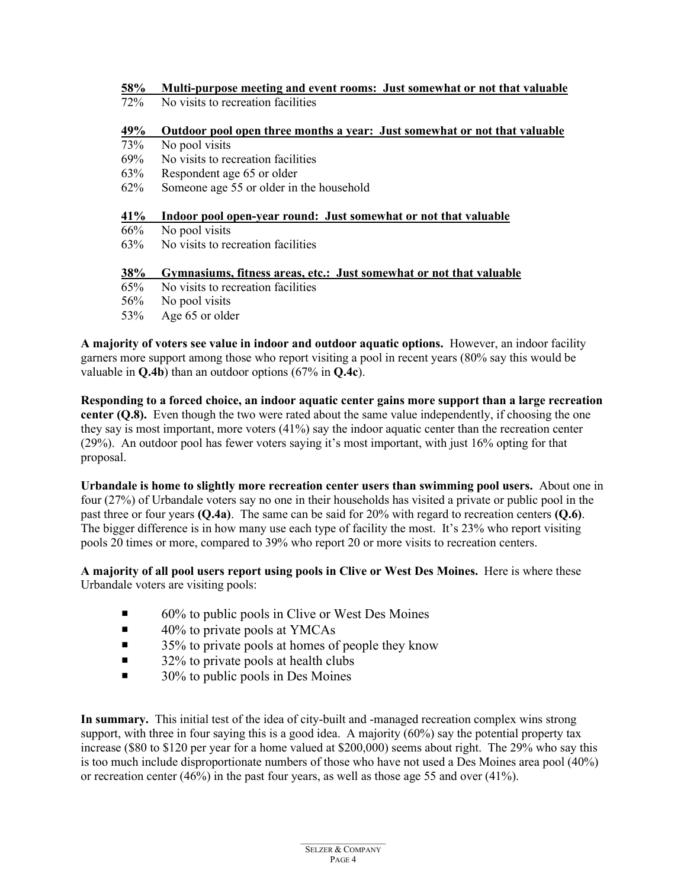**<u>58%    Multi-purpose meeting and event rooms: Just somewhat or not that valuable</u>**
72%    No visits to recreation facilities

**<u>49%    Outdoor pool open three months a year: Just somewhat or not that valuable</u>**
73%    No pool visits
69%    No visits to recreation facilities
63%    Respondent age 65 or older
62%    Someone age 55 or older in the household

**<u>41%    Indoor pool open-year round: Just somewhat or not that valuable</u>**
66%    No pool visits
63%    No visits to recreation facilities

**<u>38%    Gymnasiums, fitness areas, etc.: Just somewhat or not that valuable</u>**
65%    No visits to recreation facilities
56%    No pool visits
53%    Age 65 or older

**A majority of voters see value in indoor and outdoor aquatic options.** However, an indoor facility garners more support among those who report visiting a pool in recent years (80% say this would be valuable in **Q.4b**) than an outdoor options (67% in **Q.4c**).

**Responding to a forced choice, an indoor aquatic center gains more support than a large recreation center (Q.8).** Even though the two were rated about the same value independently, if choosing the one they say is most important, more voters (41%) say the indoor aquatic center than the recreation center (29%). An outdoor pool has fewer voters saying it's most important, with just 16% opting for that proposal.

**Urbandale is home to slightly more recreation center users than swimming pool users.** About one in four (27%) of Urbandale voters say no one in their households has visited a private or public pool in the past three or four years **(Q.4a)**. The same can be said for 20% with regard to recreation centers **(Q.6)**. The bigger difference is in how many use each type of facility the most. It's 23% who report visiting pools 20 times or more, compared to 39% who report 20 or more visits to recreation centers.

**A majority of all pool users report using pools in Clive or West Des Moines.** Here is where these Urbandale voters are visiting pools:

- 60% to public pools in Clive or West Des Moines
- 40% to private pools at YMCAs
- 35% to private pools at homes of people they know
- 32% to private pools at health clubs
- 30% to public pools in Des Moines

**In summary.** This initial test of the idea of city-built and -managed recreation complex wins strong support, with three in four saying this is a good idea. A majority (60%) say the potential property tax increase ($80 to $120 per year for a home valued at $200,000) seems about right. The 29% who say this is too much include disproportionate numbers of those who have not used a Des Moines area pool (40%) or recreation center (46%) in the past four years, as well as those age 55 and over (41%).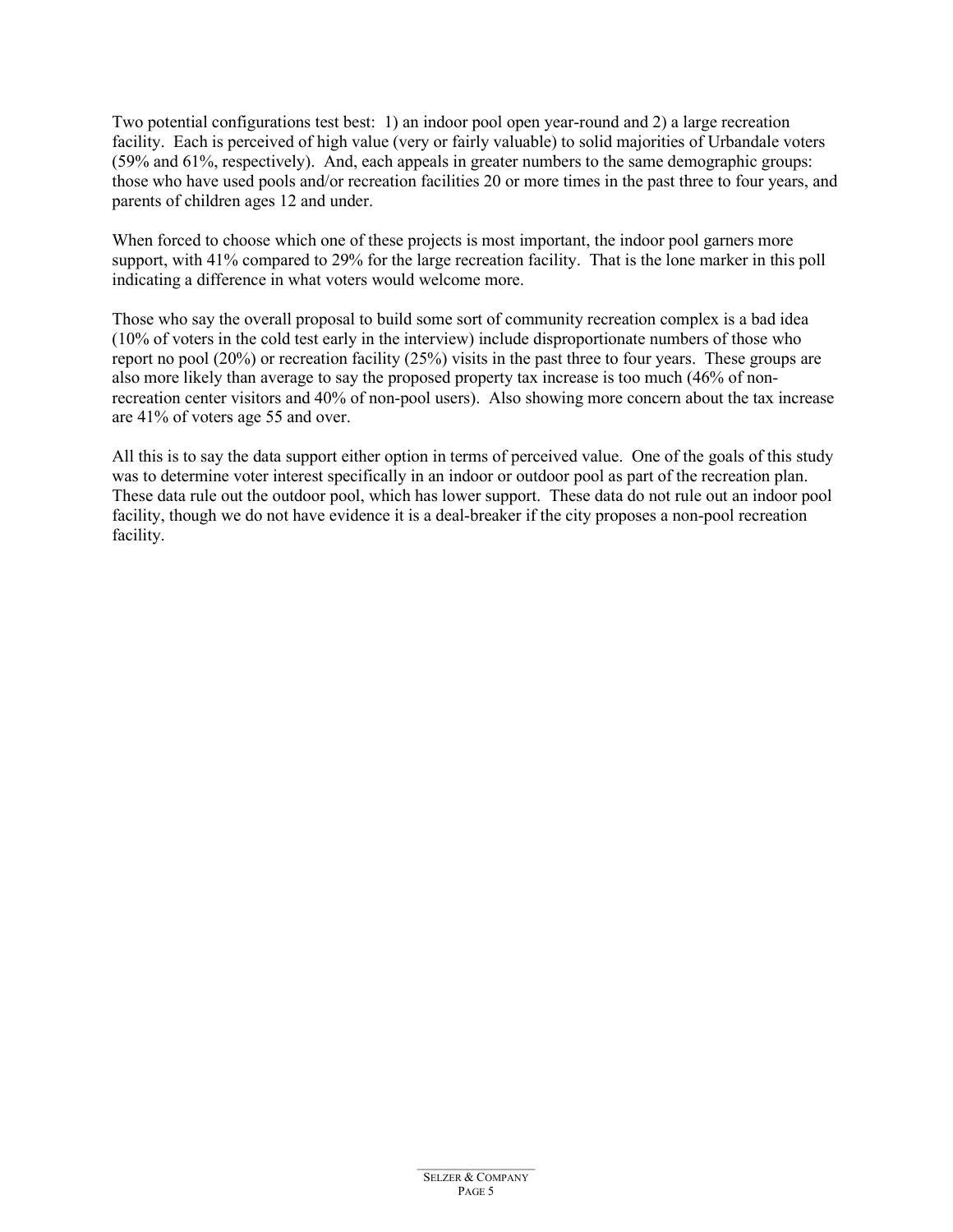Two potential configurations test best: 1) an indoor pool open year-round and 2) a large recreation facility. Each is perceived of high value (very or fairly valuable) to solid majorities of Urbandale voters (59% and 61%, respectively). And, each appeals in greater numbers to the same demographic groups: those who have used pools and/or recreation facilities 20 or more times in the past three to four years, and parents of children ages 12 and under.

When forced to choose which one of these projects is most important, the indoor pool garners more support, with 41% compared to 29% for the large recreation facility. That is the lone marker in this poll indicating a difference in what voters would welcome more.

Those who say the overall proposal to build some sort of community recreation complex is a bad idea (10% of voters in the cold test early in the interview) include disproportionate numbers of those who report no pool (20%) or recreation facility (25%) visits in the past three to four years. These groups are also more likely than average to say the proposed property tax increase is too much (46% of non-recreation center visitors and 40% of non-pool users). Also showing more concern about the tax increase are 41% of voters age 55 and over.

All this is to say the data support either option in terms of perceived value. One of the goals of this study was to determine voter interest specifically in an indoor or outdoor pool as part of the recreation plan. These data rule out the outdoor pool, which has lower support. These data do not rule out an indoor pool facility, though we do not have evidence it is a deal-breaker if the city proposes a non-pool recreation facility.